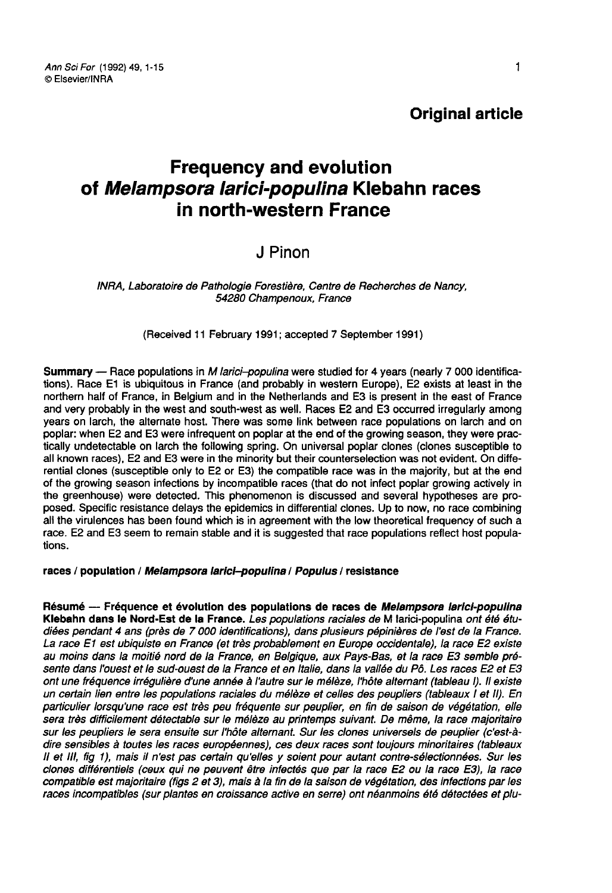**Original article**

# Frequency and evolution of *Melampsora larici-populina* Klebahn races in north-western France

## J Pinon

*INRA, Laboratoire de Pathologie Forestière, Centre de Recherches de Nancy, 54280 Champenoux, France*

(Received 11 February 1991; accepted 7 September 1991)

**Summary** — Race populations in *M larici–populina* were studied for 4 years (nearly 7 000 identifications). Race E1 is ubiquitous in France (and probably in western Europe), E2 exists at least in the northern half of France, in Belgium and in the Netherlands and E3 is present in the east of France and very probably in the west and south-west as well. Races E2 and E3 occurred irregularly among years on larch, the alternate host. There was some link between race populations on larch and on poplar: when E2 and E3 were infrequent on poplar at the end of the growing season, they were practically undetectable on larch the following spring. On universal poplar clones (clones susceptible to all known races), E2 and E3 were in the minority but their counterselection was not evident. On differential clones (susceptible only to E2 or E3) the compatible race was in the majority, but at the end of the growing season infections by incompatible races (that do not infect poplar growing actively in the greenhouse) were detected. This phenomenon is discussed and several hypotheses are proposed. Specific resistance delays the epidemics in differential clones. Up to now, no race combining all the virulences has been found which is in agreement with the low theoretical frequency of such a race. E2 and E3 seem to remain stable and it is suggested that race populations reflect host populations.

**races / population / *Melampsora larici–populina* / *Populus* / resistance**

**Résumé — Fréquence et évolution des populations de races de *Melampsora larici-populina* Klebahn dans le Nord-Est de la France.** *Les populations raciales de* M larici-populina *ont été étudiées pendant 4 ans (près de 7 000 identifications), dans plusieurs pépinières de l'est de la France. La race E1 est ubiquiste en France (et très probablement en Europe occidentale), la race E2 existe au moins dans la moitié nord de la France, en Belgique, aux Pays-Bas, et la race E3 semble présente dans l'ouest et le sud-ouest de la France et en Italie, dans la vallée du Pô. Les races E2 et E3 ont une fréquence irrégulière d'une année à l'autre sur le mélèze, l'hôte alternant (tableau I). Il existe un certain lien entre les populations raciales du mélèze et celles des peupliers (tableaux I et II). En particulier lorsqu'une race est très peu fréquente sur peuplier, en fin de saison de végétation, elle sera très difficilement détectable sur le mélèze au printemps suivant. De même, la race majoritaire sur les peupliers le sera ensuite sur l'hôte alternant. Sur les clones universels de peuplier (c'est-à-dire sensibles à toutes les races européennes), ces deux races sont toujours minoritaires (tableaux II et III, fig 1), mais il n'est pas certain qu'elles y soient pour autant contre-sélectionnées. Sur les clones différentiels (ceux qui ne peuvent être infectés que par la race E2 ou la race E3), la race compatible est majoritaire (figs 2 et 3), mais à la fin de la saison de végétation, des infections par les races incompatibles (sur plantes en croissance active en serre) ont néanmoins été détectées et plu-*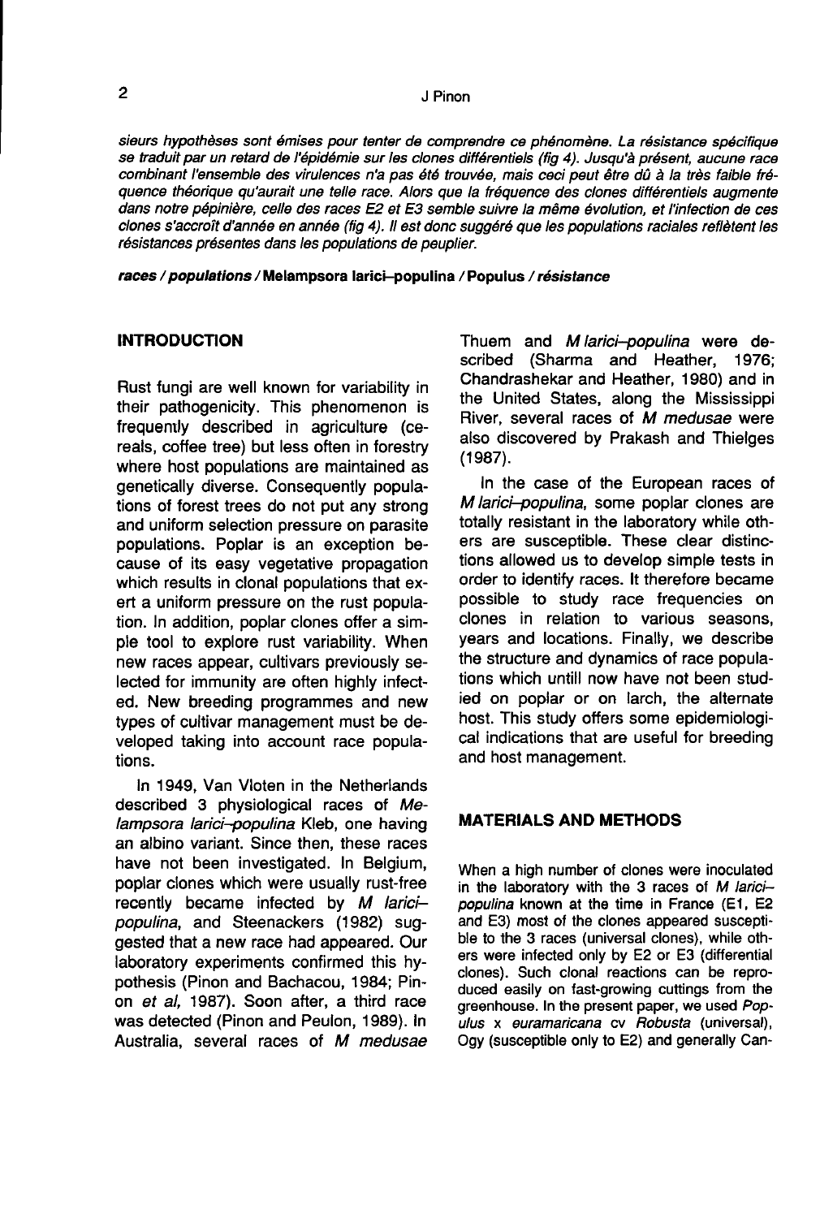*sieurs hypothèses sont émises pour tenter de comprendre ce phénomène. La résistance spécifique se traduit par un retard de l'épidémie sur les clones différentiels (fig 4). Jusqu'à présent, aucune race combinant l'ensemble des virulences n'a pas été trouvée, mais ceci peut être dû à la très faible fréquence théorique qu'aurait une telle race. Alors que la fréquence des clones différentiels augmente dans notre pépinière, celle des races E2 et E3 semble suivre la même évolution, et l'infection de ces clones s'accroît d'année en année (fig 4). Il est donc suggéré que les populations raciales reflètent les résistances présentes dans les populations de peuplier.*

***races / populations /* Melampsora larici–populina / Populus / *résistance***

## INTRODUCTION

Rust fungi are well known for variability in their pathogenicity. This phenomenon is frequently described in agriculture (cereals, coffee tree) but less often in forestry where host populations are maintained as genetically diverse. Consequently populations of forest trees do not put any strong and uniform selection pressure on parasite populations. Poplar is an exception because of its easy vegetative propagation which results in clonal populations that exert a uniform pressure on the rust population. In addition, poplar clones offer a simple tool to explore rust variability. When new races appear, cultivars previously selected for immunity are often highly infected. New breeding programmes and new types of cultivar management must be developed taking into account race populations.

In 1949, Van Vloten in the Netherlands described 3 physiological races of *Melampsora larici–populina* Kleb, one having an albino variant. Since then, these races have not been investigated. In Belgium, poplar clones which were usually rust-free recently became infected by *M larici–populina*, and Steenackers (1982) suggested that a new race had appeared. Our laboratory experiments confirmed this hypothesis (Pinon and Bachacou, 1984; Pinon *et al*, 1987). Soon after, a third race was detected (Pinon and Peulon, 1989). In Australia, several races of *M medusae* Thuem and *M larici–populina* were described (Sharma and Heather, 1976; Chandrashekar and Heather, 1980) and in the United States, along the Mississippi River, several races of *M medusae* were also discovered by Prakash and Thielges (1987).

In the case of the European races of *M larici–populina*, some poplar clones are totally resistant in the laboratory while others are susceptible. These clear distinctions allowed us to develop simple tests in order to identify races. It therefore became possible to study race frequencies on clones in relation to various seasons, years and locations. Finally, we describe the structure and dynamics of race populations which untill now have not been studied on poplar or on larch, the alternate host. This study offers some epidemiological indications that are useful for breeding and host management.

## MATERIALS AND METHODS

When a high number of clones were inoculated in the laboratory with the 3 races of *M larici–populina* known at the time in France (E1, E2 and E3) most of the clones appeared susceptible to the 3 races (universal clones), while others were infected only by E2 or E3 (differential clones). Such clonal reactions can be reproduced easily on fast-growing cuttings from the greenhouse. In the present paper, we used *Populus* x *euramaricana* cv *Robusta* (universal), Ogy (susceptible only to E2) and generally Can-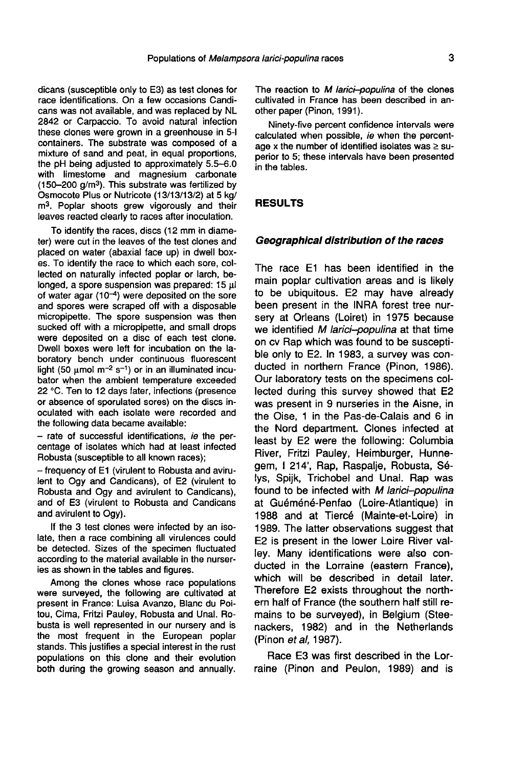dicans (susceptible only to E3) as test clones for race identifications. On a few occasions Candicans was not available, and was replaced by NL 2842 or Carpaccio. To avoid natural infection these clones were grown in a greenhouse in 5-l containers. The substrate was composed of a mixture of sand and peat, in equal proportions, the pH being adjusted to approximately 5.5–6.0 with limestone and magnesium carbonate (150–200 g/m$^3$). This substrate was fertilized by Osmocote Plus or Nutricote (13/13/13/2) at 5 kg/m$^3$. Poplar shoots grew vigorously and their leaves reacted clearly to races after inoculation.

To identify the races, discs (12 mm in diameter) were cut in the leaves of the test clones and placed on water (abaxial face up) in dwell boxes. To identify the race to which each sore, collected on naturally infected poplar or larch, belonged, a spore suspension was prepared: 15 µl of water agar ($10^{-4}$) were deposited on the sore and spores were scraped off with a disposable micropipette. The spore suspension was then sucked off with a micropipette, and small drops were deposited on a disc of each test clone. Dwell boxes were left for incubation on the laboratory bench under continuous fluorescent light (50 µmol m$^{-2}$ s$^{-1}$) or in an illuminated incubator when the ambient temperature exceeded 22 °C. Ten to 12 days later, infections (presence or absence of sporulated sores) on the discs inoculated with each isolate were recorded and the following data became available:

– rate of successful identifications, *ie* the percentage of isolates which had at least infected Robusta (susceptible to all known races);

– frequency of E1 (virulent to Robusta and avirulent to Ogy and Candicans), of E2 (virulent to Robusta and Ogy and avirulent to Candicans), and of E3 (virulent to Robusta and Candicans and avirulent to Ogy).

If the 3 test clones were infected by an isolate, then a race combining all virulences could be detected. Sizes of the specimen fluctuated according to the material available in the nurseries as shown in the tables and figures.

Among the clones whose race populations were surveyed, the following are cultivated at present in France: Luisa Avanzo, Blanc du Poitou, Cima, Fritzi Pauley, Robusta and Unal. Robusta is well represented in our nursery and is the most frequent in the European poplar stands. This justifies a special interest in the rust populations on this clone and their evolution both during the growing season and annually. The reaction to *M larici–populina* of the clones cultivated in France has been described in another paper (Pinon, 1991).

Ninety-five percent confidence intervals were calculated when possible, *ie* when the percentage x the number of identified isolates was ≥ superior to 5; these intervals have been presented in the tables.

## RESULTS

### *Geographical distribution of the races*

The race E1 has been identified in the main poplar cultivation areas and is likely to be ubiquitous. E2 may have already been present in the INRA forest tree nursery at Orleans (Loiret) in 1975 because we identified *M larici–populina* at that time on cv Rap which was found to be susceptible only to E2. In 1983, a survey was conducted in northern France (Pinon, 1986). Our laboratory tests on the specimens collected during this survey showed that E2 was present in 9 nurseries in the Aisne, in the Oise, 1 in the Pas-de-Calais and 6 in the Nord department. Clones infected at least by E2 were the following: Columbia River, Fritzi Pauley, Heimburger, Hunnegem, I 214', Rap, Raspalje, Robusta, Sélys, Spijk, Trichobel and Unal. Rap was found to be infected with *M larici–populina* at Guéméné-Penfao (Loire-Atlantique) in 1988 and at Tiercé (Mainte-et-Loire) in 1989. The latter observations suggest that E2 is present in the lower Loire River valley. Many identifications were also conducted in the Lorraine (eastern France), which will be described in detail later. Therefore E2 exists throughout the northern half of France (the southern half still remains to be surveyed), in Belgium (Steenackers, 1982) and in the Netherlands (Pinon *et al*, 1987).

Race E3 was first described in the Lorraine (Pinon and Peulon, 1989) and is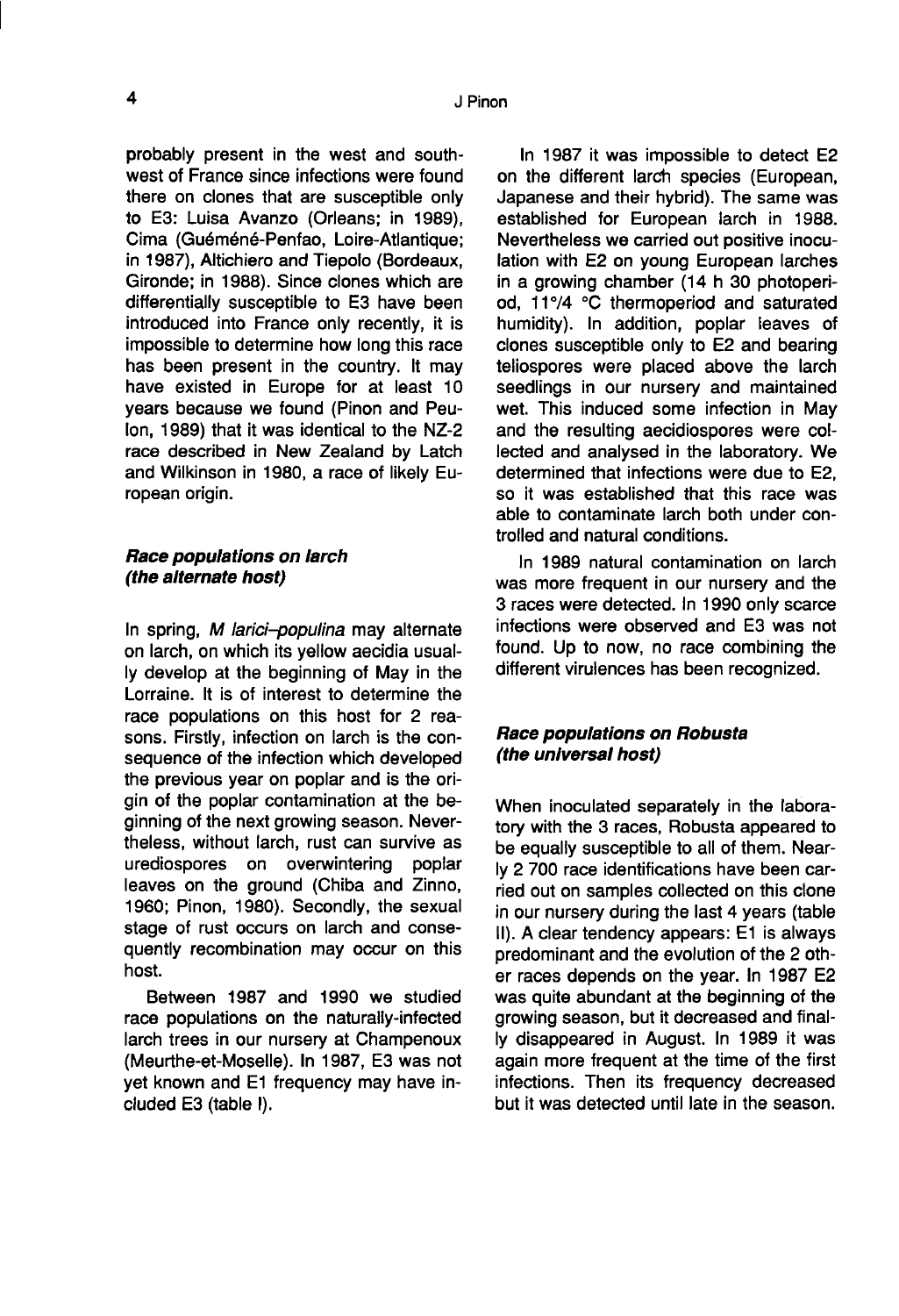probably present in the west and southwest of France since infections were found there on clones that are susceptible only to E3: Luisa Avanzo (Orleans; in 1989), Cima (Guéméné-Penfao, Loire-Atlantique; in 1987), Altichiero and Tiepolo (Bordeaux, Gironde; in 1988). Since clones which are differentially susceptible to E3 have been introduced into France only recently, it is impossible to determine how long this race has been present in the country. It may have existed in Europe for at least 10 years because we found (Pinon and Peulon, 1989) that it was identical to the NZ-2 race described in New Zealand by Latch and Wilkinson in 1980, a race of likely European origin.

### *Race populations on larch (the alternate host)*

In spring, *M larici–populina* may alternate on larch, on which its yellow aecidia usually develop at the beginning of May in the Lorraine. It is of interest to determine the race populations on this host for 2 reasons. Firstly, infection on larch is the consequence of the infection which developed the previous year on poplar and is the origin of the poplar contamination at the beginning of the next growing season. Nevertheless, without larch, rust can survive as urediospores on overwintering poplar leaves on the ground (Chiba and Zinno, 1960; Pinon, 1980). Secondly, the sexual stage of rust occurs on larch and consequently recombination may occur on this host.

Between 1987 and 1990 we studied race populations on the naturally-infected larch trees in our nursery at Champenoux (Meurthe-et-Moselle). In 1987, E3 was not yet known and E1 frequency may have included E3 (table I).

In 1987 it was impossible to detect E2 on the different larch species (European, Japanese and their hybrid). The same was established for European larch in 1988. Nevertheless we carried out positive inoculation with E2 on young European larches in a growing chamber (14 h 30 photoperiod, 11°/4 °C thermoperiod and saturated humidity). In addition, poplar leaves of clones susceptible only to E2 and bearing teliospores were placed above the larch seedlings in our nursery and maintained wet. This induced some infection in May and the resulting aecidiospores were collected and analysed in the laboratory. We determined that infections were due to E2, so it was established that this race was able to contaminate larch both under controlled and natural conditions.

In 1989 natural contamination on larch was more frequent in our nursery and the 3 races were detected. In 1990 only scarce infections were observed and E3 was not found. Up to now, no race combining the different virulences has been recognized.

### *Race populations on Robusta (the universal host)*

When inoculated separately in the laboratory with the 3 races, Robusta appeared to be equally susceptible to all of them. Nearly 2 700 race identifications have been carried out on samples collected on this clone in our nursery during the last 4 years (table II). A clear tendency appears: E1 is always predominant and the evolution of the 2 other races depends on the year. In 1987 E2 was quite abundant at the beginning of the growing season, but it decreased and finally disappeared in August. In 1989 it was again more frequent at the time of the first infections. Then its frequency decreased but it was detected until late in the season.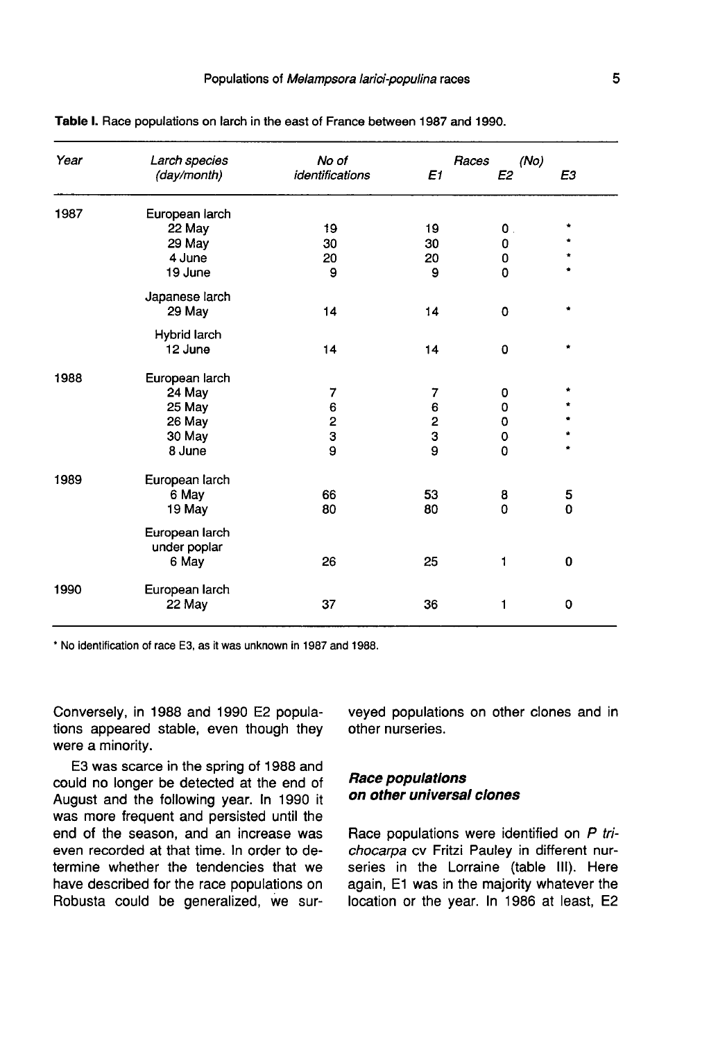**Table I.** Race population on larch in the east of France between 1987 and 1990.

| Year | Larch species (day/month) | No of identifications | Races (No) E1 | E2 | E3 |
|---|---|---|---|---|---|
| 1987 | European larch | | | | |
| | 22 May | 19 | 19 | 0 | * |
| | 29 May | 30 | 30 | 0 | * |
| | 4 June | 20 | 20 | 0 | * |
| | 19 June | 9 | 9 | 0 | * |
| | Japanese larch | | | | |
| | 29 May | 14 | 14 | 0 | * |
| | Hybrid larch | | | | |
| | 12 June | 14 | 14 | 0 | * |
| 1988 | European larch | | | | |
| | 24 May | 7 | 7 | 0 | * |
| | 25 May | 6 | 6 | 0 | * |
| | 26 May | 2 | 2 | 0 | * |
| | 30 May | 3 | 3 | 0 | * |
| | 8 June | 9 | 9 | 0 | * |
| 1989 | European larch | | | | |
| | 6 May | 66 | 53 | 8 | 5 |
| | 19 May | 80 | 80 | 0 | 0 |
| | European larch under poplar | | | | |
| | 6 May | 26 | 25 | 1 | 0 |
| 1990 | European larch | | | | |
| | 22 May | 37 | 36 | 1 | 0 |

* No identification of race E3, as it was unknown in 1987 and 1988.

Conversely, in 1988 and 1990 E2 populations appeared stable, even though they were a minority.

E3 was scarce in the spring of 1988 and could no longer be detected at the end of August and the following year. In 1990 it was more frequent and persisted until the end of the season, and an increase was even recorded at that time. In order to determine whether the tendencies that we have described for the race populations on Robusta could be generalized, we surveyed populations on other clones and in other nurseries.

### *Race populations on other universal clones*

Race populations were identified on *P trichocarpa* cv Fritzi Pauley in different nurseries in the Lorraine (table III). Here again, E1 was in the majority whatever the location or the year. In 1986 at least, E2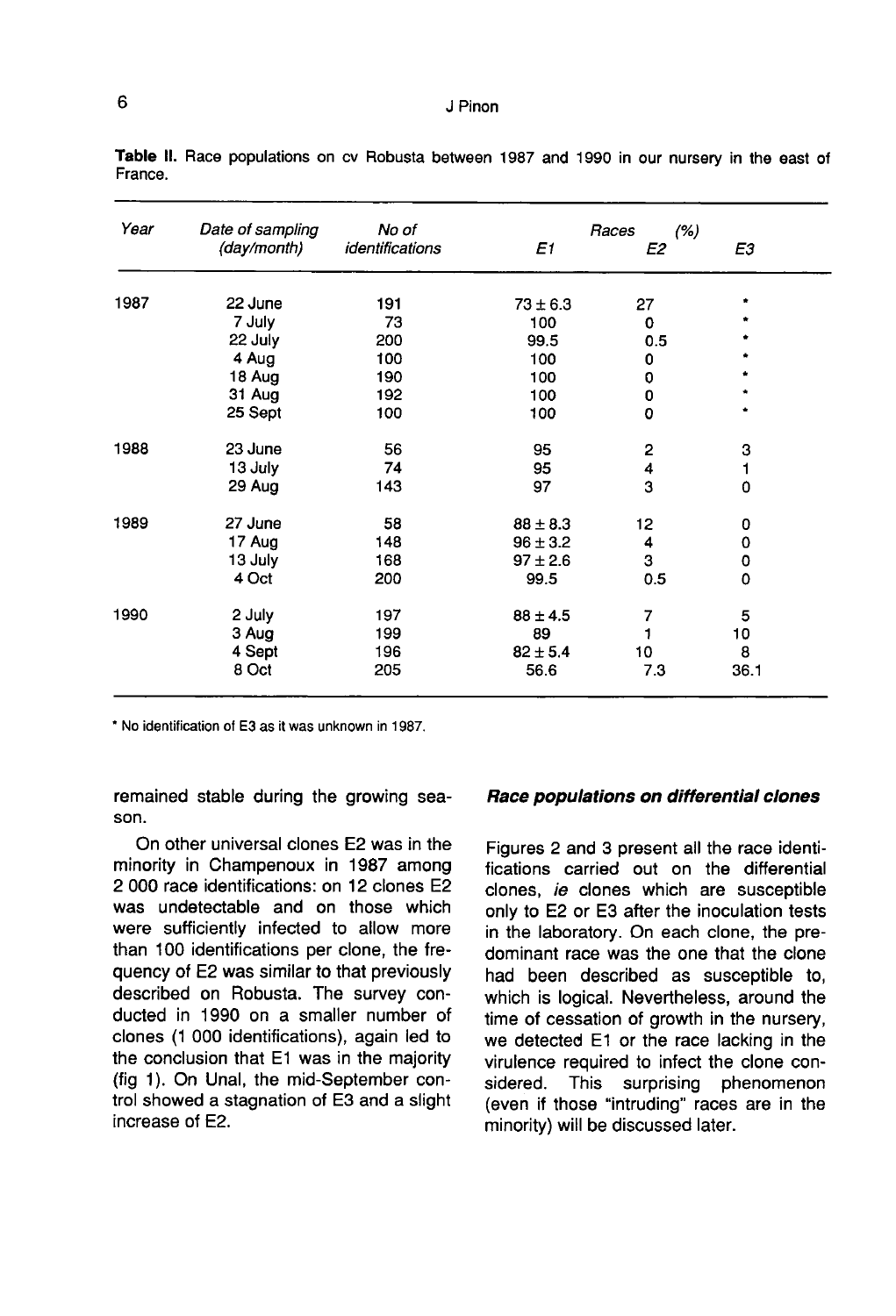**Table II.** Race populations on cv Robusta between 1987 and 1990 in our nursery in the east of France.

| Year | Date of sampling (day/month) | No of identifications | Races (%) E1 | E2 | E3 |
|---|---|---|---|---|---|
| 1987 | 22 June | 191 | 73 ± 6.3 | 27 | * |
| | 7 July | 73 | 100 | 0 | * |
| | 22 July | 200 | 99.5 | 0.5 | * |
| | 4 Aug | 100 | 100 | 0 | * |
| | 18 Aug | 190 | 100 | 0 | * |
| | 31 Aug | 192 | 100 | 0 | * |
| | 25 Sept | 100 | 100 | 0 | * |
| 1988 | 23 June | 56 | 95 | 2 | 3 |
| | 13 July | 74 | 95 | 4 | 1 |
| | 29 Aug | 143 | 97 | 3 | 0 |
| 1989 | 27 June | 58 | 88 ± 8.3 | 12 | 0 |
| | 17 Aug | 148 | 96 ± 3.2 | 4 | 0 |
| | 13 July | 168 | 97 ± 2.6 | 3 | 0 |
| | 4 Oct | 200 | 99.5 | 0.5 | 0 |
| 1990 | 2 July | 197 | 88 ± 4.5 | 7 | 5 |
| | 3 Aug | 199 | 89 | 1 | 10 |
| | 4 Sept | 196 | 82 ± 5.4 | 10 | 8 |
| | 8 Oct | 205 | 56.6 | 7.3 | 36.1 |

* No identification of E3 as it was unknown in 1987.

remained stable during the growing season.

On other universal clones E2 was in the minority in Champenoux in 1987 among 2 000 race identifications: on 12 clones E2 was undetectable and on those which were sufficiently infected to allow more than 100 identifications per clone, the frequency of E2 was similar to that previously described on Robusta. The survey conducted in 1990 on a smaller number of clones (1 000 identifications), again led to the conclusion that E1 was in the majority (fig 1). On Unal, the mid-September control showed a stagnation of E3 and a slight increase of E2.

### *Race populations on differential clones*

Figures 2 and 3 present all the race identifications carried out on the differential clones, *ie* clones which are susceptible only to E2 or E3 after the inoculation tests in the laboratory. On each clone, the predominant race was the one that the clone had been described as susceptible to, which is logical. Nevertheless, around the time of cessation of growth in the nursery, we detected E1 or the race lacking in the virulence required to infect the clone considered. This surprising phenomenon (even if those "intruding" races are in the minority) will be discussed later.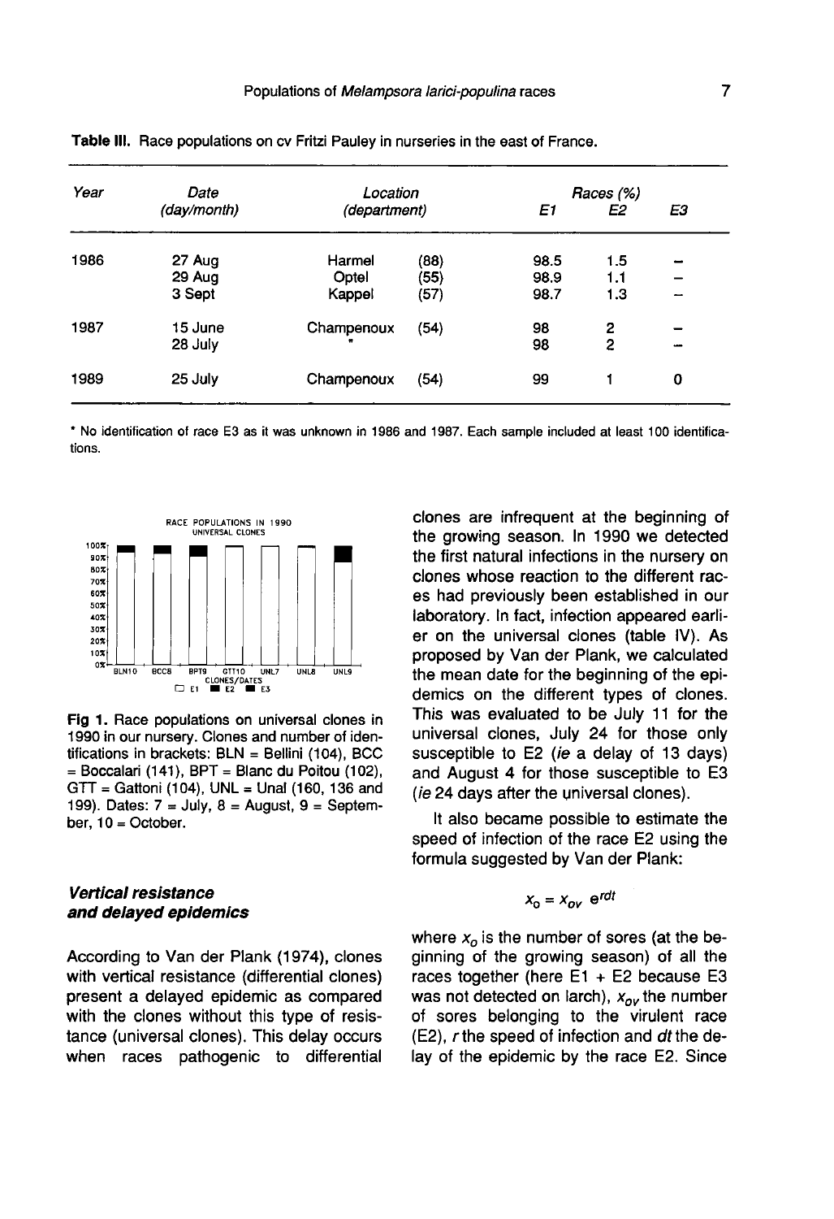**Table III.** Race populations on cv Fritzi Pauley in nurseries in the east of France.

| Year | Date (day/month) | Location (department) | | Races (%) E1 | E2 | E3 |
|---|---|---|---|---|---|---|
| 1986 | 27 Aug | Harmel | (88) | 98.5 | 1.5 | – |
| | 29 Aug | Optel | (55) | 98.9 | 1.1 | – |
| | 3 Sept | Kappel | (57) | 98.7 | 1.3 | – |
| 1987 | 15 June | Champenoux | (54) | 98 | 2 | – |
| | 28 July | " | | 98 | 2 | – |
| 1989 | 25 July | Champenoux | (54) | 99 | 1 | 0 |

* No identification of race E3 as it was unknown in 1986 and 1987. Each sample included at least 100 identifications.

**Fig 1.** Race populations on universal clones in 1990 in our nursery. Clones and number of identifications in brackets: BLN = Bellini (104), BCC = Boccalari (141), BPT = Blanc du Poitou (102), GTT = Gattoni (104), UNL = Unal (160, 136 and 199). Dates: 7 = July, 8 = August, 9 = September, 10 = October.

### *Vertical resistance and delayed epidemics*

According to Van der Plank (1974), clones with vertical resistance (differential clones) present a delayed epidemic as compared with the clones without this type of resistance (universal clones). This delay occurs when races pathogenic to differential clones are infrequent at the beginning of the growing season. In 1990 we detected the first natural infections in the nursery on clones whose reaction to the different races had previously been established in our laboratory. In fact, infection appeared earlier on the universal clones (table IV). As proposed by Van der Plank, we calculated the mean date for the beginning of the epidemics on the different types of clones. This was evaluated to be July 11 for the universal clones, July 24 for those only susceptible to E2 (*ie* a delay of 13 days) and August 4 for those susceptible to E3 (*ie* 24 days after the universal clones).

It also became possible to estimate the speed of infection of the race E2 using the formula suggested by Van der Plank:

$$x_o = x_{ov} \, e^{rdt}$$

where $x_o$ is the number of sores (at the beginning of the growing season) of all the races together (here E1 + E2 because E3 was not detected on larch), $x_{ov}$ the number of sores belonging to the virulent race (E2), $r$ the speed of infection and $dt$ the delay of the epidemic by the race E2. Since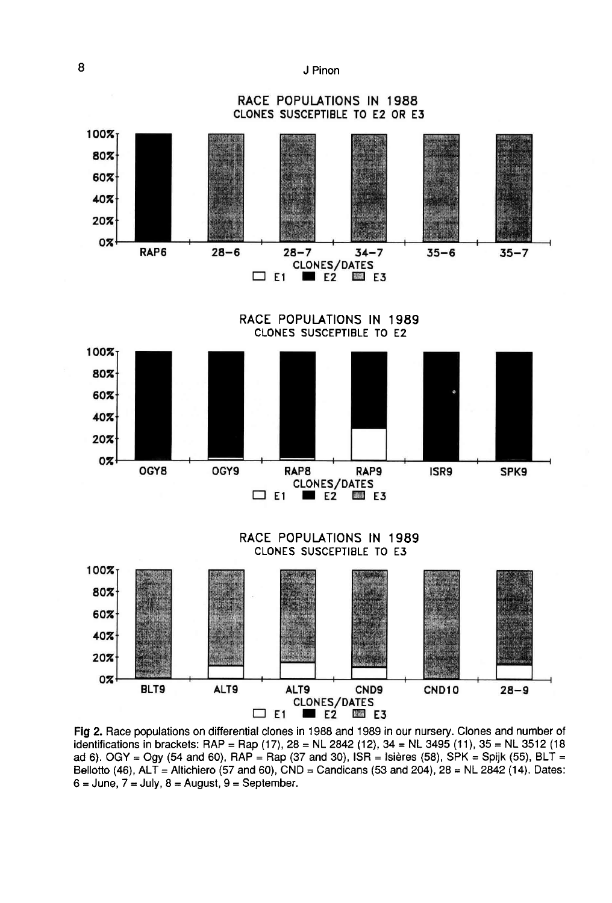RACE POPULATIONS IN 1988
CLONES SUSCEPTIBLE TO E2 OR E3

RACE POPULATIONS IN 1989
CLONES SUSCEPTIBLE TO E2

RACE POPULATIONS IN 1989
CLONES SUSCEPTIBLE TO E3

**Fig 2.** Race populations on differential clones in 1988 and 1989 in our nursery. Clones and number of identifications in brackets: RAP = Rap (17), 28 = NL 2842 (12), 34 = NL 3495 (11), 35 = NL 3512 (18 ad 6). OGY = Ogy (54 and 60), RAP = Rap (37 and 30), ISR = Isières (58), SPK = Spijk (55), BLT = Bellotto (46), ALT = Altichiero (57 and 60), CND = Candicans (53 and 204), 28 = NL 2842 (14). Dates: 6 = June, 7 = July, 8 = August, 9 = September.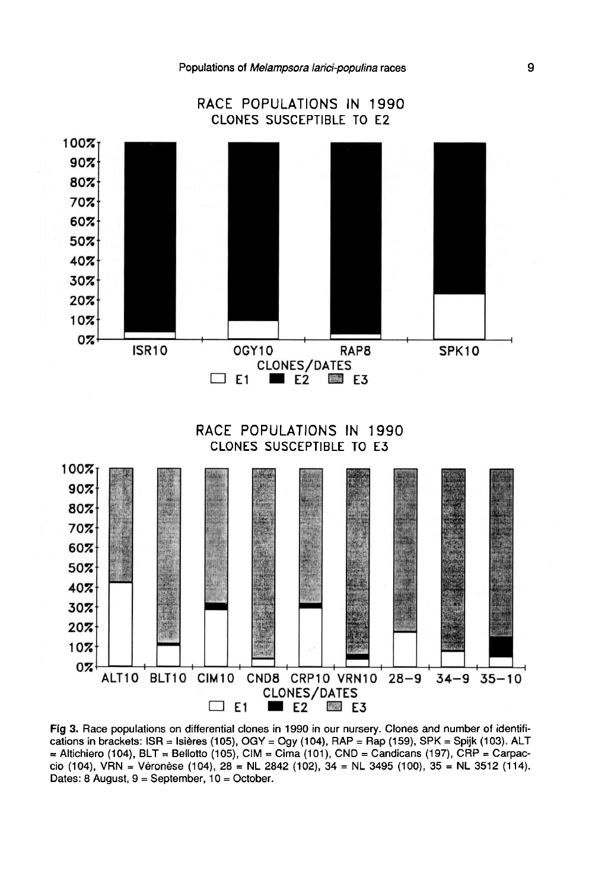RACE POPULATIONS IN 1990
CLONES SUSCEPTIBLE TO E2

RACE POPULATIONS IN 1990
CLONES SUSCEPTIBLE TO E3

**Fig 3.** Race populations on differential clones in 1990 in our nursery. Clones and number of identifications in brackets: ISR = Isières (105), OGY = Ogy (104), RAP = Rap (159), SPK = Spijk (103). ALT = Altichiero (104), BLT = Bellotto (105), CIM = Cima (101), CND = Candicans (197), CRP = Carpaccio (104), VRN = Véronèse (104), 28 = NL 2842 (102), 34 = NL 3495 (100), 35 = NL 3512 (114). Dates: 8 August, 9 = September, 10 = October.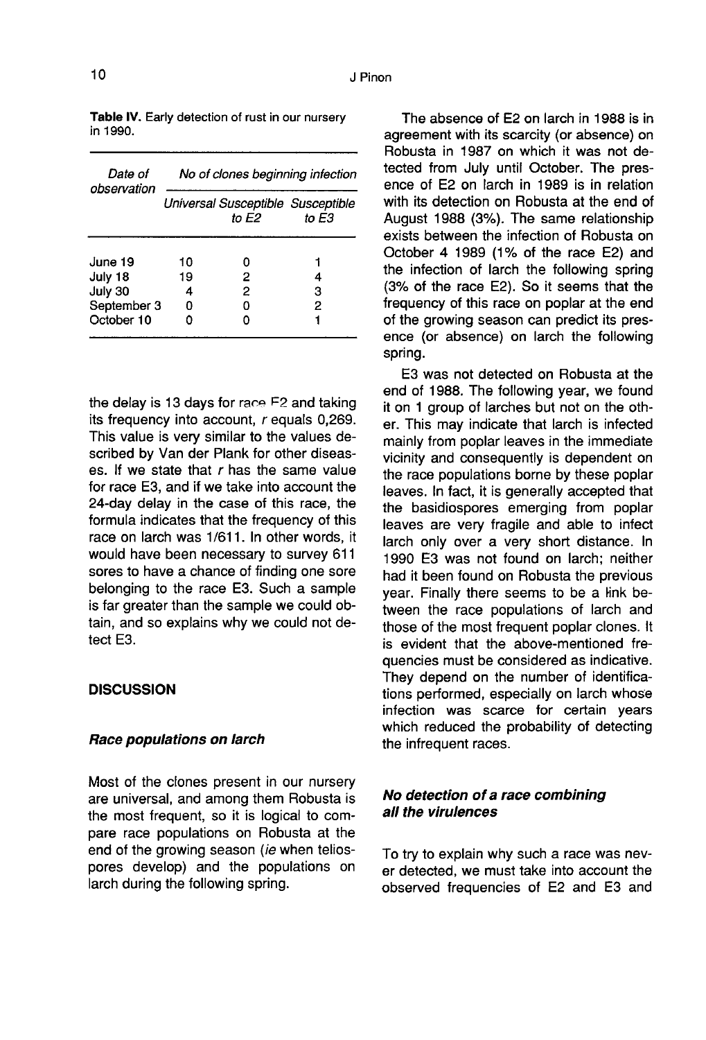**Table IV.** Early detection of rust in our nursery in 1990.

| Date of observation | No of clones beginning infection | | |
|---|---|---|---|
| | Universal | Susceptible to E2 | Susceptible to E3 |
| June 19 | 10 | 0 | 1 |
| July 18 | 19 | 2 | 4 |
| July 30 | 4 | 2 | 3 |
| September 3 | 0 | 0 | 2 |
| October 10 | 0 | 0 | 1 |

the delay is 13 days for race E2 and taking its frequency into account, $r$ equals 0,269. This value is very similar to the values described by Van der Plank for other diseases. If we state that $r$ has the same value for race E3, and if we take into account the 24-day delay in the case of this race, the formula indicates that the frequency of this race on larch was 1/611. In other words, it would have been necessary to survey 611 sores to have a chance of finding one sore belonging to the race E3. Such a sample is far greater than the sample we could obtain, and so explains why we could not detect E3.

## DISCUSSION

### *Race populations on larch*

Most of the clones present in our nursery are universal, and among them Robusta is the most frequent, so it is logical to compare race populations on Robusta at the end of the growing season (*ie* when teliospores develop) and the populations on larch during the following spring.

The absence of E2 on larch in 1988 is in agreement with its scarcity (or absence) on Robusta in 1987 on which it was not detected from July until October. The presence of E2 on larch in 1989 is in relation with its detection on Robusta at the end of August 1988 (3%). The same relationship exists between the infection of Robusta on October 4 1989 (1% of the race E2) and the infection of larch the following spring (3% of the race E2). So it seems that the frequency of this race on poplar at the end of the growing season can predict its presence (or absence) on larch the following spring.

E3 was not detected on Robusta at the end of 1988. The following year, we found it on 1 group of larches but not on the other. This may indicate that larch is infected mainly from poplar leaves in the immediate vicinity and consequently is dependent on the race populations borne by these poplar leaves. In fact, it is generally accepted that the basidiospores emerging from poplar leaves are very fragile and able to infect larch only over a very short distance. In 1990 E3 was not found on larch; neither had it been found on Robusta the previous year. Finally there seems to be a link between the race populations of larch and those of the most frequent poplar clones. It is evident that the above-mentioned frequencies must be considered as indicative. They depend on the number of identifications performed, especially on larch whose infection was scarce for certain years which reduced the probability of detecting the infrequent races.

### *No detection of a race combining all the virulences*

To try to explain why such a race was never detected, we must take into account the observed frequencies of E2 and E3 and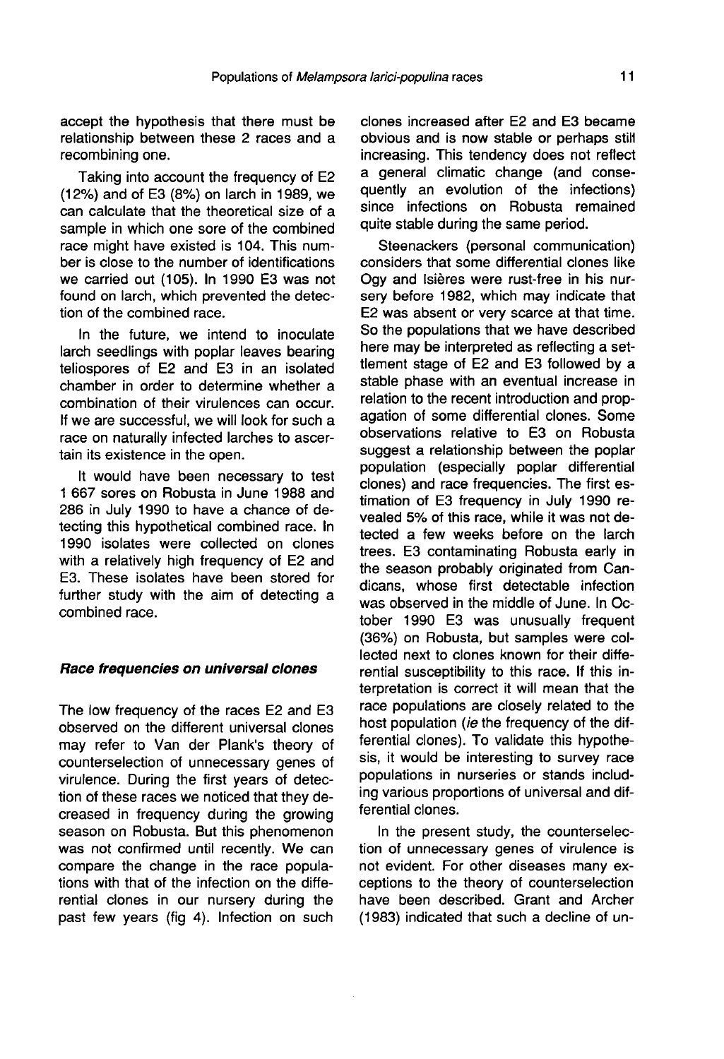accept the hypothesis that there must be relationship between these 2 races and a recombining one.

Taking into account the frequency of E2 (12%) and of E3 (8%) on larch in 1989, we can calculate that the theoretical size of a sample in which one sore of the combined race might have existed is 104. This number is close to the number of identifications we carried out (105). In 1990 E3 was not found on larch, which prevented the detection of the combined race.

In the future, we intend to inoculate larch seedlings with poplar leaves bearing teliospores of E2 and E3 in an isolated chamber in order to determine whether a combination of their virulences can occur. If we are successful, we will look for such a race on naturally infected larches to ascertain its existence in the open.

It would have been necessary to test 1 667 sores on Robusta in June 1988 and 286 in July 1990 to have a chance of detecting this hypothetical combined race. In 1990 isolates were collected on clones with a relatively high frequency of E2 and E3. These isolates have been stored for further study with the aim of detecting a combined race.

### *Race frequencies on universal clones*

The low frequency of the races E2 and E3 observed on the different universal clones may refer to Van der Plank's theory of counterselection of unnecessary genes of virulence. During the first years of detection of these races we noticed that they decreased in frequency during the growing season on Robusta. But this phenomenon was not confirmed until recently. We can compare the change in the race populations with that of the infection on the differential clones in our nursery during the past few years (fig 4). Infection on such clones increased after E2 and E3 became obvious and is now stable or perhaps still increasing. This tendency does not reflect a general climatic change (and consequently an evolution of the infections) since infections on Robusta remained quite stable during the same period.

Steenackers (personal communication) considers that some differential clones like Ogy and Isières were rust-free in his nursery before 1982, which may indicate that E2 was absent or very scarce at that time. So the populations that we have described here may be interpreted as reflecting a settlement stage of E2 and E3 followed by a stable phase with an eventual increase in relation to the recent introduction and propagation of some differential clones. Some observations relative to E3 on Robusta suggest a relationship between the poplar population (especially poplar differential clones) and race frequencies. The first estimation of E3 frequency in July 1990 revealed 5% of this race, while it was not detected a few weeks before on the larch trees. E3 contaminating Robusta early in the season probably originated from Candicans, whose first detectable infection was observed in the middle of June. In October 1990 E3 was unusually frequent (36%) on Robusta, but samples were collected next to clones known for their differential susceptibility to this race. If this interpretation is correct it will mean that the race populations are closely related to the host population (*ie* the frequency of the differential clones). To validate this hypothesis, it would be interesting to survey race populations in nurseries or stands including various proportions of universal and differential clones.

In the present study, the counterselection of unnecessary genes of virulence is not evident. For other diseases many exceptions to the theory of counterselection have been described. Grant and Archer (1983) indicated that such a decline of un-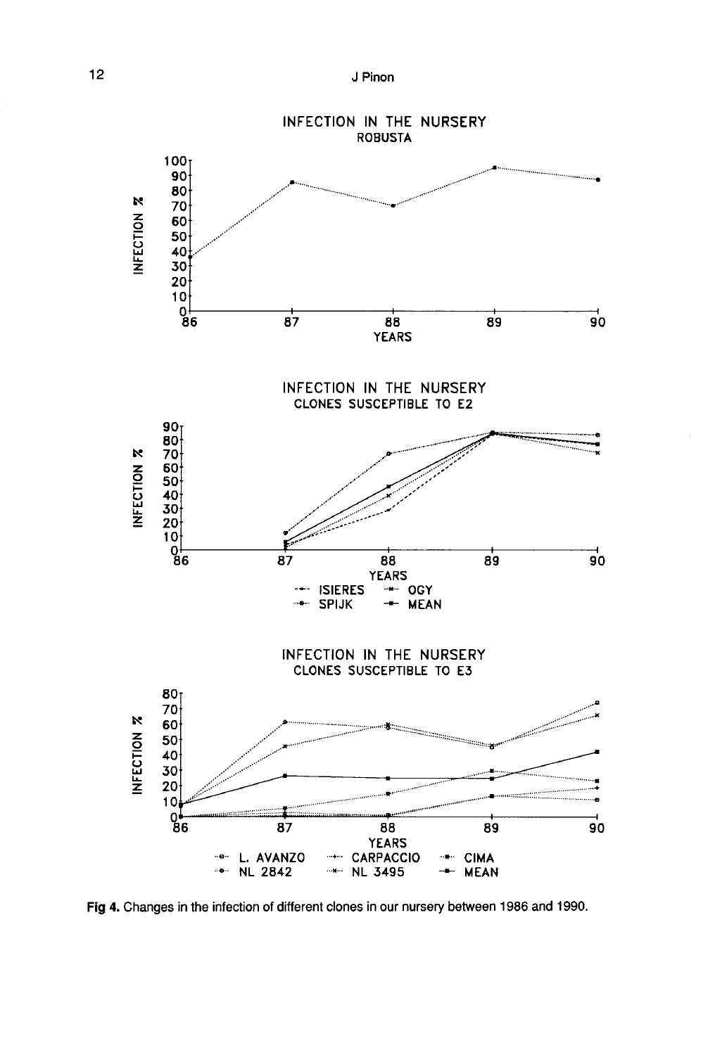INFECTION IN THE NURSERY
ROBUSTA

INFECTION IN THE NURSERY
CLONES SUSCEPTIBLE TO E2

INFECTION IN THE NURSERY
CLONES SUSCEPTIBLE TO E3

**Fig 4.** Changes in the infection of different clones in our nursery between 1986 and 1990.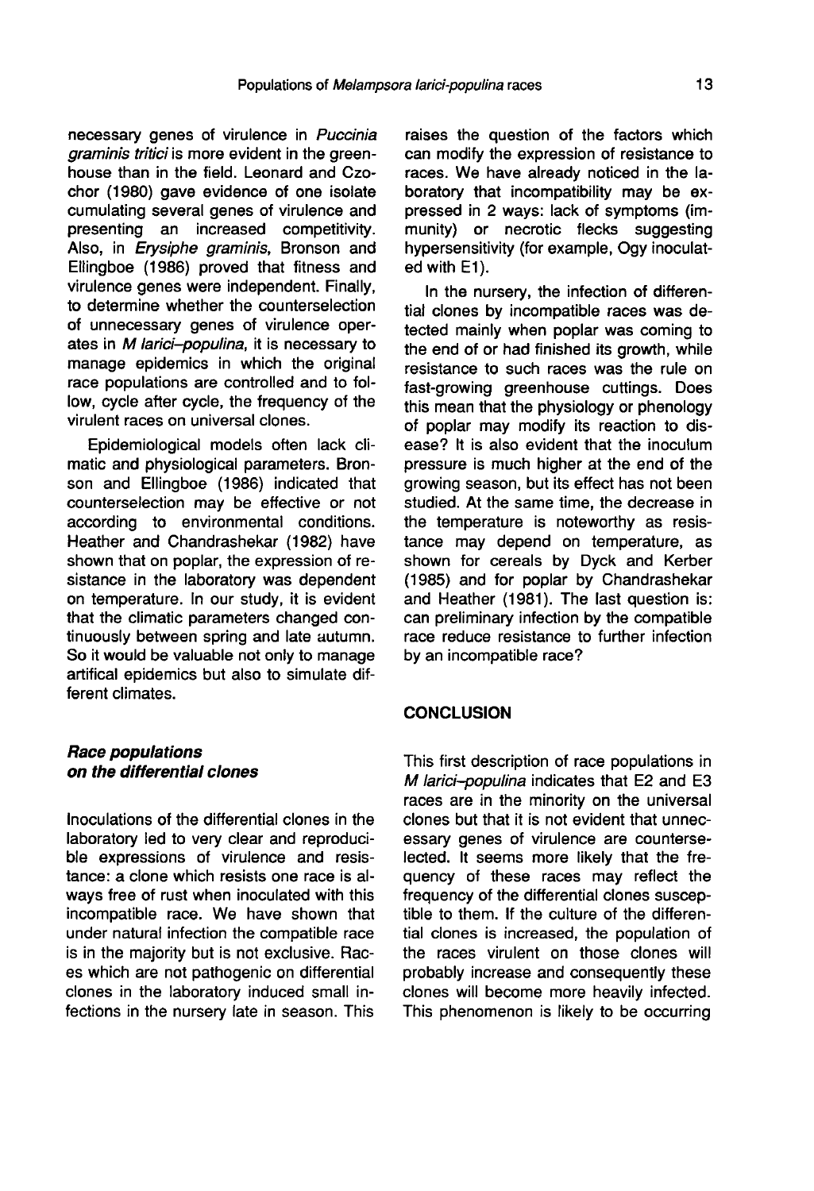necessary genes of virulence in *Puccinia graminis tritici* is more evident in the greenhouse than in the field. Leonard and Czochor (1980) gave evidence of one isolate cumulating several genes of virulence and presenting an increased competitivity. Also, in *Erysiphe graminis*, Bronson and Ellingboe (1986) proved that fitness and virulence genes were independent. Finally, to determine whether the counterselection of unnecessary genes of virulence operates in *M larici–populina*, it is necessary to manage epidemics in which the original race populations are controlled and to follow, cycle after cycle, the frequency of the virulent races on universal clones.

Epidemiological models often lack climatic and physiological parameters. Bronson and Ellingboe (1986) indicated that counterselection may be effective or not according to environmental conditions. Heather and Chandrashekar (1982) have shown that on poplar, the expression of resistance in the laboratory was dependent on temperature. In our study, it is evident that the climatic parameters changed continuously between spring and late autumn. So it would be valuable not only to manage artifical epidemics but also to simulate different climates.

### *Race populations on the differential clones*

Inoculations of the differential clones in the laboratory led to very clear and reproducible expressions of virulence and resistance: a clone which resists one race is always free of rust when inoculated with this incompatible race. We have shown that under natural infection the compatible race is in the majority but is not exclusive. Races which are not pathogenic on differential clones in the laboratory induced small infections in the nursery late in season. This raises the question of the factors which can modify the expression of resistance to races. We have already noticed in the laboratory that incompatibility may be expressed in 2 ways: lack of symptoms (immunity) or necrotic flecks suggesting hypersensitivity (for example, Ogy inoculated with E1).

In the nursery, the infection of differential clones by incompatible races was detected mainly when poplar was coming to the end of or had finished its growth, while resistance to such races was the rule on fast-growing greenhouse cuttings. Does this mean that the physiology or phenology of poplar may modify its reaction to disease? It is also evident that the inoculum pressure is much higher at the end of the growing season, but its effect has not been studied. At the same time, the decrease in the temperature is noteworthy as resistance may depend on temperature, as shown for cereals by Dyck and Kerber (1985) and for poplar by Chandrashekar and Heather (1981). The last question is: can preliminary infection by the compatible race reduce resistance to further infection by an incompatible race?

## CONCLUSION

This first description of race populations in *M larici–populina* indicates that E2 and E3 races are in the minority on the universal clones but that it is not evident that unnecessary genes of virulence are counterselected. It seems more likely that the frequency of these races may reflect the frequency of the differential clones susceptible to them. If the culture of the differential clones is increased, the population of the races virulent on those clones will probably increase and consequently these clones will become more heavily infected. This phenomenon is likely to be occurring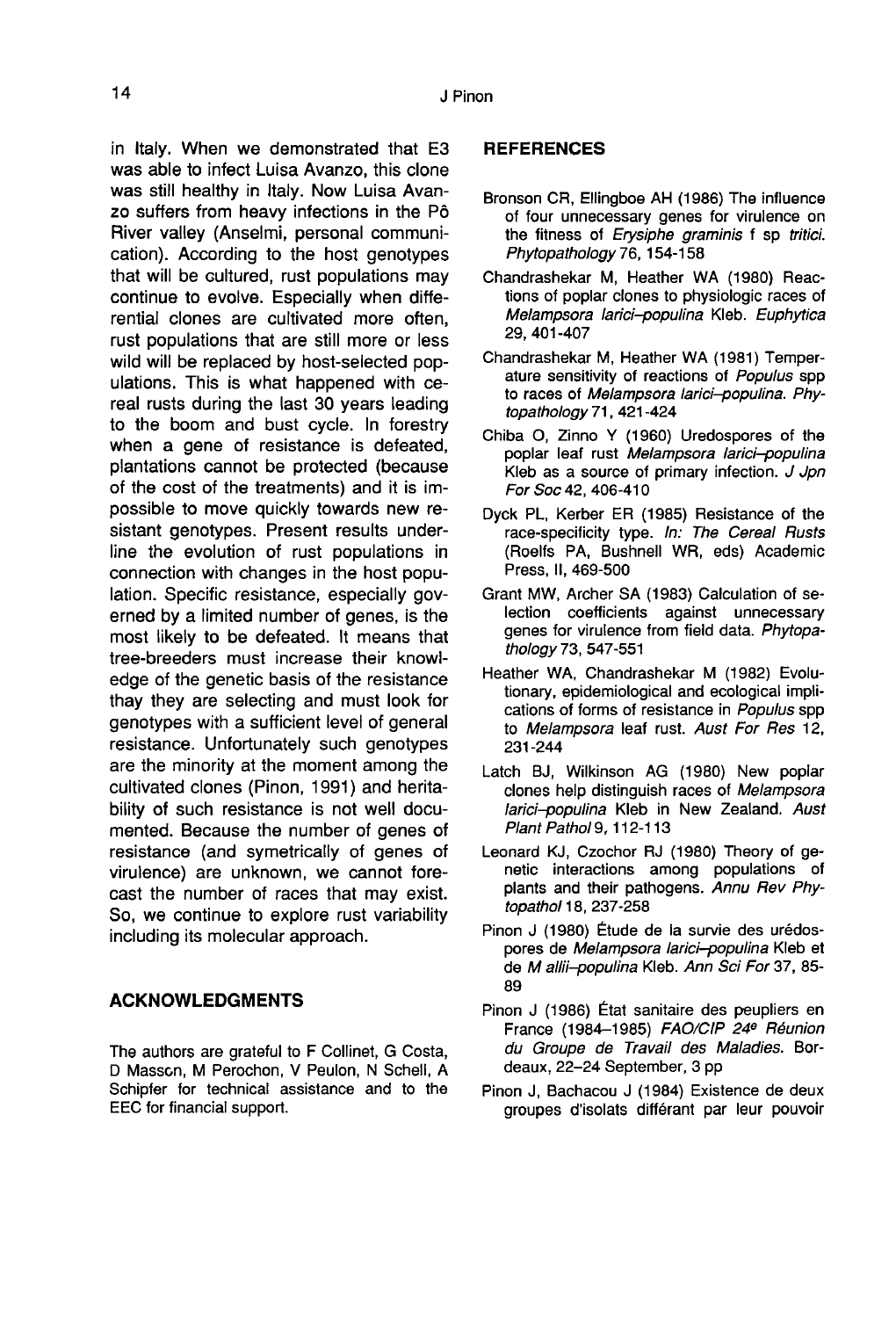in Italy. When we demonstrated that E3 was able to infect Luisa Avanzo, this clone was still healthy in Italy. Now Luisa Avanzo suffers from heavy infections in the Pô River valley (Anselmi, personal communication). According to the host genotypes that will be cultured, rust populations may continue to evolve. Especially when differential clones are cultivated more often, rust populations that are still more or less wild will be replaced by host-selected populations. This is what happened with cereal rusts during the last 30 years leading to the boom and bust cycle. In forestry when a gene of resistance is defeated, plantations cannot be protected (because of the cost of the treatments) and it is impossible to move quickly towards new resistant genotypes. Present results underline the evolution of rust populations in connection with changes in the host population. Specific resistance, especially governed by a limited number of genes, is the most likely to be defeated. It means that tree-breeders must increase their knowledge of the genetic basis of the resistance thay they are selecting and must look for genotypes with a sufficient level of general resistance. Unfortunately such genotypes are the minority at the moment among the cultivated clones (Pinon, 1991) and heritability of such resistance is not well documented. Because the number of genes of resistance (and symetrically of genes of virulence) are unknown, we cannot forecast the number of races that may exist. So, we continue to explore rust variability including its molecular approach.

## ACKNOWLEDGMENTS

The authors are grateful to F Collinet, G Costa, D Masson, M Perochon, V Peulon, N Schell, A Schipfer for technical assistance and to the EEC for financial support.

## REFERENCES

Bronson CR, Ellingboe AH (1986) The influence of four unnecessary genes for virulence on the fitness of *Erysiphe graminis* f sp *tritici*. *Phytopathology* 76, 154-158

Chandrashekar M, Heather WA (1980) Reactions of poplar clones to physiologic races of *Melampsora larici–populina* Kleb. *Euphytica* 29, 401-407

Chandrashekar M, Heather WA (1981) Temperature sensitivity of reactions of *Populus* spp to races of *Melampsora larici–populina*. *Phytopathology* 71, 421-424

Chiba O, Zinno Y (1960) Uredospores of the poplar leaf rust *Melampsora larici–populina* Kleb as a source of primary infection. *J Jpn For Soc* 42, 406-410

Dyck PL, Kerber ER (1985) Resistance of the race-specificity type. *In: The Cereal Rusts* (Roelfs PA, Bushnell WR, eds) Academic Press, II, 469-500

Grant MW, Archer SA (1983) Calculation of selection coefficients against unnecessary genes for virulence from field data. *Phytopathology* 73, 547-551

Heather WA, Chandrashekar M (1982) Evolutionary, epidemiological and ecological implications of forms of resistance in *Populus* spp to *Melampsora* leaf rust. *Aust For Res* 12, 231-244

Latch BJ, Wilkinson AG (1980) New poplar clones help distinguish races of *Melampsora larici–populina* Kleb in New Zealand. *Aust Plant Pathol* 9, 112-113

Leonard KJ, Czochor RJ (1980) Theory of genetic interactions among populations of plants and their pathogens. *Annu Rev Phytopathol* 18, 237-258

Pinon J (1980) Étude de la survie des urédospores de *Melampsora larici–populina* Kleb et de *M allii–populina* Kleb. *Ann Sci For* 37, 85-89

Pinon J (1986) État sanitaire des peupliers en France (1984–1985) *FAO/CIP 24e Réunion du Groupe de Travail des Maladies*. Bordeaux, 22–24 September, 3 pp

Pinon J, Bachacou J (1984) Existence de deux groupes d'isolats différant par leur pouvoir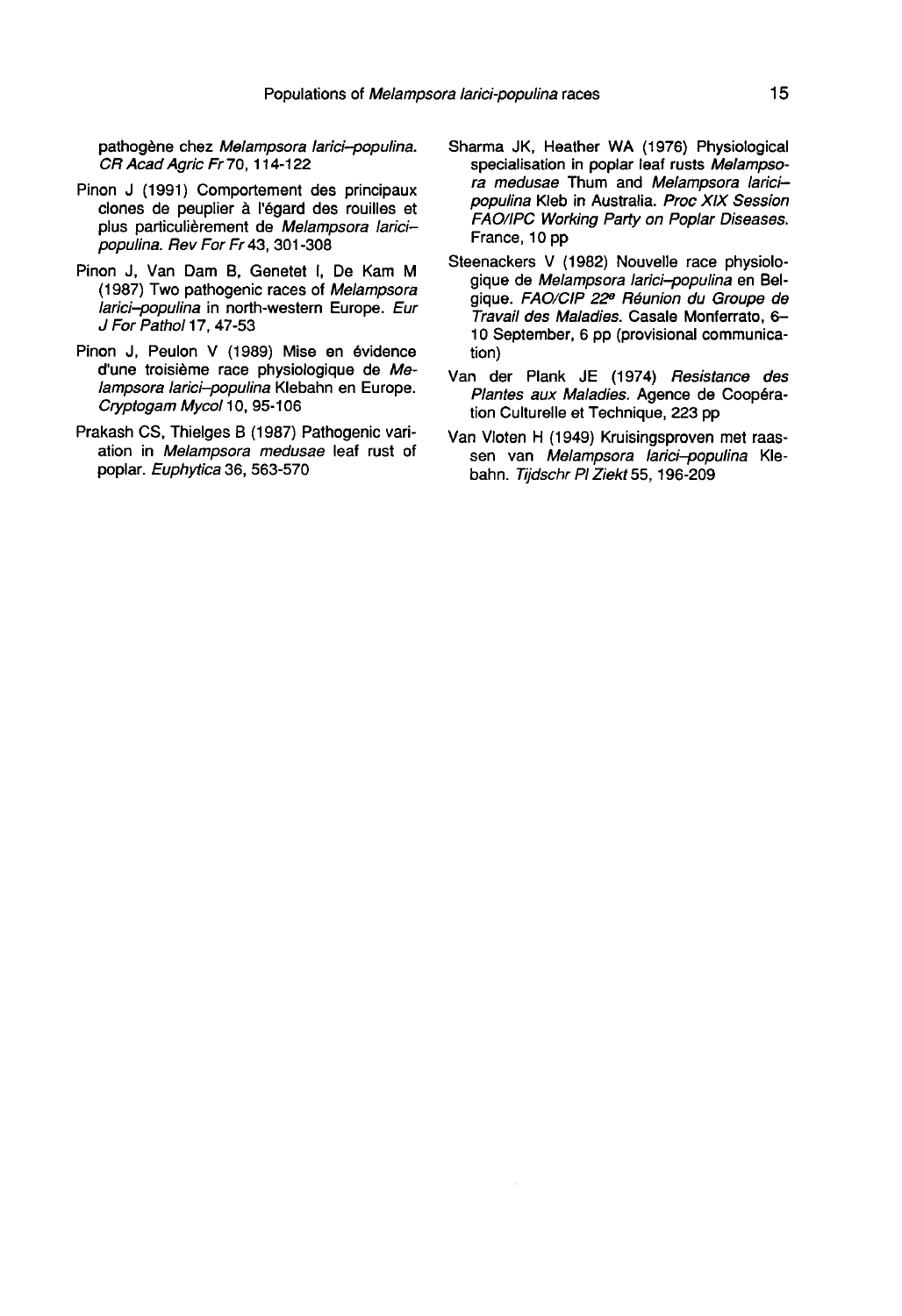pathogène chez *Melampsora larici–populina*. *CR Acad Agric Fr* 70, 114-122

Pinon J (1991) Comportement des principaux clones de peuplier à l'égard des rouilles et plus particulièrement de *Melampsora larici–populina*. *Rev For Fr* 43, 301-308

Pinon J, Van Dam B, Genetet I, De Kam M (1987) Two pathogenic races of *Melampsora larici–populina* in north-western Europe. *Eur J For Pathol* 17, 47-53

Pinon J, Peulon V (1989) Mise en évidence d'une troisième race physiologique de *Melampsora larici–populina* Klebahn en Europe. *Cryptogam Mycol* 10, 95-106

Prakash CS, Thielges B (1987) Pathogenic variation in *Melampsora medusae* leaf rust of poplar. *Euphytica* 36, 563-570

Sharma JK, Heather WA (1976) Physiological specialisation in poplar leaf rusts *Melampsora medusae* Thum and *Melampsora larici–populina* Kleb in Australia. *Proc XIX Session FAO/IPC Working Party on Poplar Diseases.* France, 10 pp

Steenackers V (1982) Nouvelle race physiologique de *Melampsora larici–populina* en Belgique. *FAO/CIP 22e Réunion du Groupe de Travail des Maladies.* Casale Monferrato, 6–10 September, 6 pp (provisional communication)

Van der Plank JE (1974) *Resistance des Plantes aux Maladies.* Agence de Coopération Culturelle et Technique, 223 pp

Van Vloten H (1949) Kruisingsproven met raassen van *Melampsora larici–populina* Klebahn. *Tijdschr Pl Ziekt* 55, 196-209